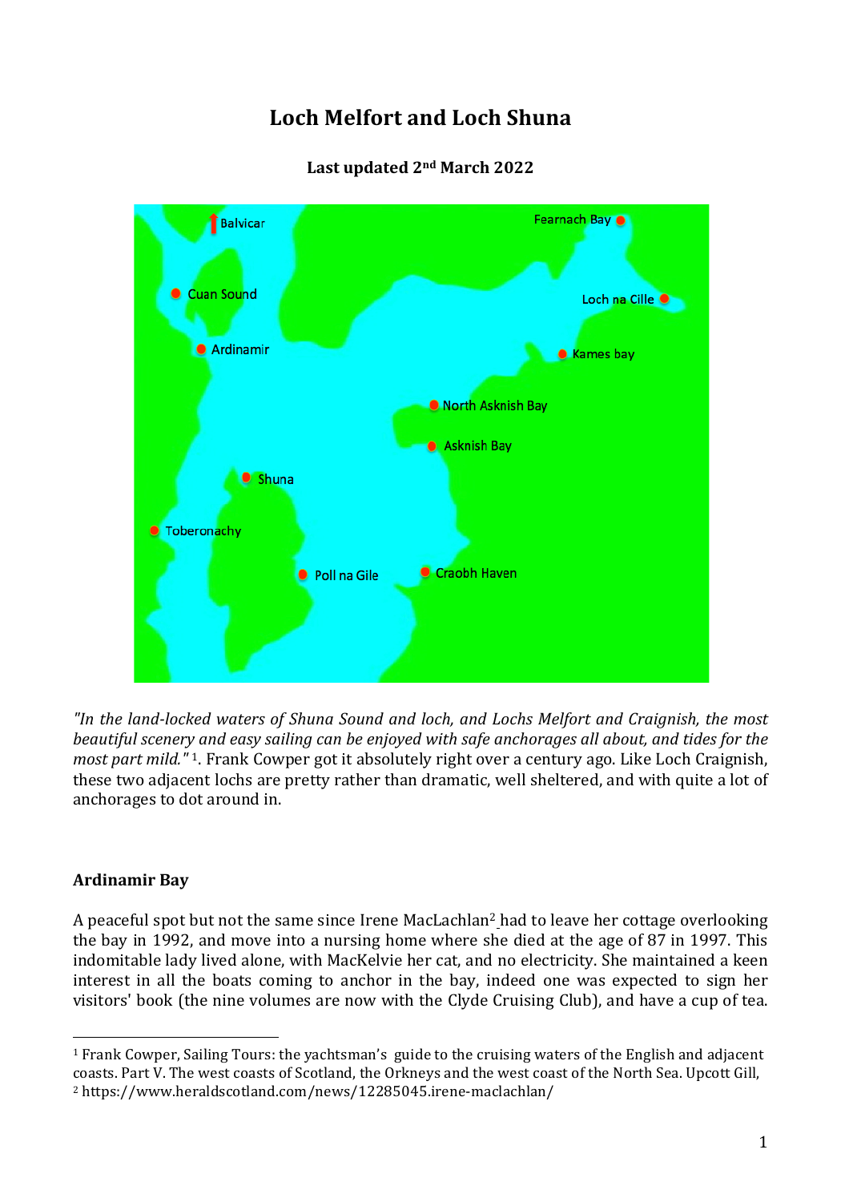# Loch Melfort and Loch Shuna

**Last updated 2nd March 2022**

*"In the land-locked waters of Shuna Sound and loch, and Lochs Melfort and Craignish, the most beautiful scenery and easy sailing can be enjoyed with safe anchorages all about, and tides for the most part mild."* [1]. Frank Cowper got it absolutely right over a century ago. Like Loch Craignish, these two adjacent lochs are pretty rather than dramatic, well sheltered, and with quite a lot of anchorages to dot around in.

## Ardinamir Bay

A peaceful spot but not the same since Irene MacLachlan[2] had to leave her cottage overlooking the bay in 1992, and move into a nursing home where she died at the age of 87 in 1997. This indomitable lady lived alone, with MacKelvie her cat, and no electricity. She maintained a keen interest in all the boats coming to anchor in the bay, indeed one was expected to sign her visitors' book (the nine volumes are now with the Clyde Cruising Club), and have a cup of tea.

[1] Frank Cowper, Sailing Tours: the yachtsman's guide to the cruising waters of the English and adjacent coasts. Part V. The west coasts of Scotland, the Orkneys and the west coast of the North Sea. Upcott Gill,

[2] https://www.heraldscotland.com/news/12285045.irene-maclachlan/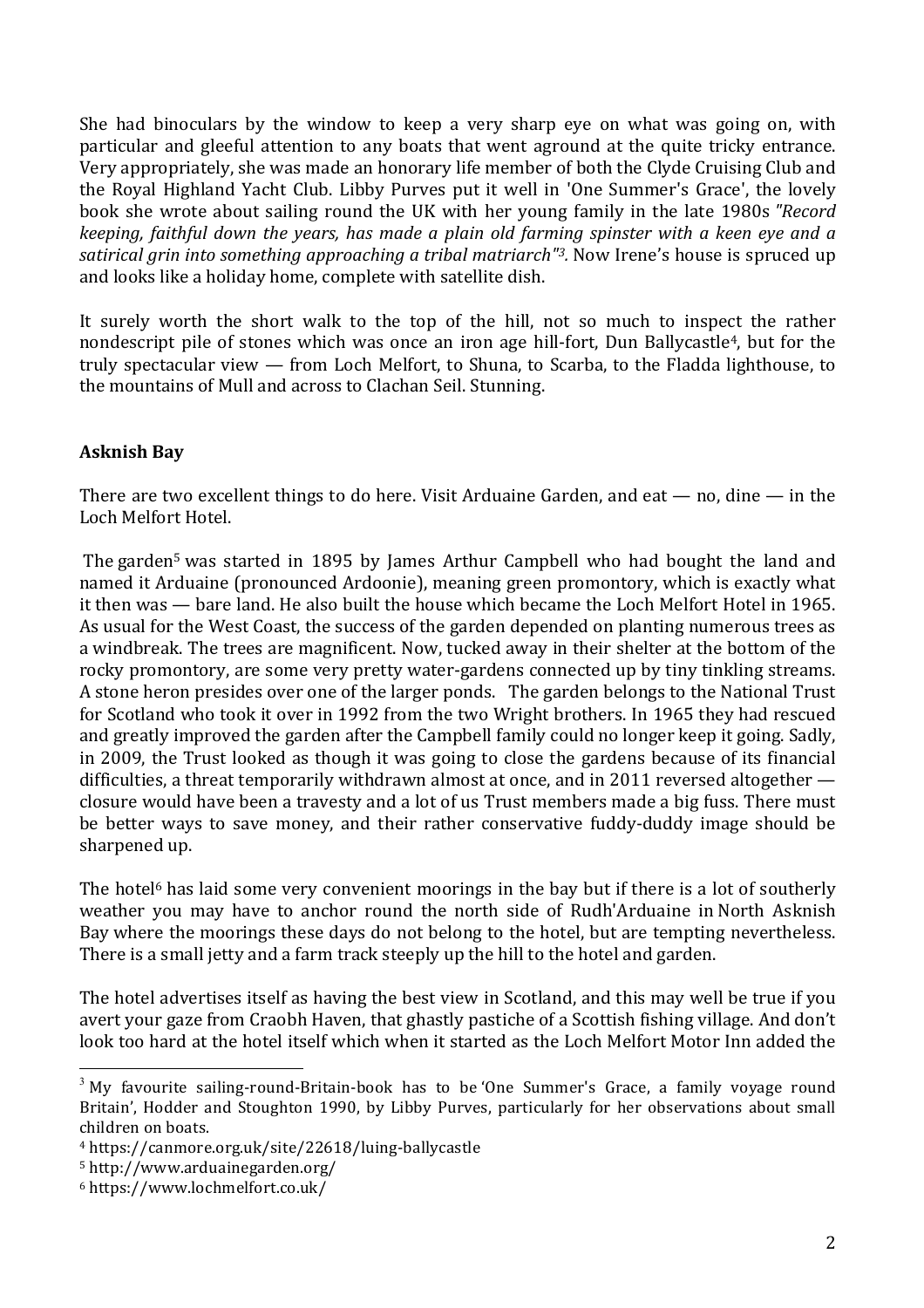She had binoculars by the window to keep a very sharp eye on what was going on, with particular and gleeful attention to any boats that went aground at the quite tricky entrance. Very appropriately, she was made an honorary life member of both the Clyde Cruising Club and the Royal Highland Yacht Club. Libby Purves put it well in 'One Summer's Grace', the lovely book she wrote about sailing round the UK with her young family in the late 1980s *"Record keeping, faithful down the years, has made a plain old farming spinster with a keen eye and a satirical grin into something approaching a tribal matriarch"*[3]. Now Irene's house is spruced up and looks like a holiday home, complete with satellite dish.

It surely worth the short walk to the top of the hill, not so much to inspect the rather nondescript pile of stones which was once an iron age hill-fort, Dun Ballycastle[4], but for the truly spectacular view — from Loch Melfort, to Shuna, to Scarba, to the Fladda lighthouse, to the mountains of Mull and across to Clachan Seil. Stunning.

## Asknish Bay

There are two excellent things to do here. Visit Arduaine Garden, and eat — no, dine — in the Loch Melfort Hotel.

The garden[5] was started in 1895 by James Arthur Campbell who had bought the land and named it Arduaine (pronounced Ardoonie), meaning green promontory, which is exactly what it then was — bare land. He also built the house which became the Loch Melfort Hotel in 1965. As usual for the West Coast, the success of the garden depended on planting numerous trees as a windbreak. The trees are magnificent. Now, tucked away in their shelter at the bottom of the rocky promontory, are some very pretty water-gardens connected up by tiny tinkling streams. A stone heron presides over one of the larger ponds. The garden belongs to the National Trust for Scotland who took it over in 1992 from the two Wright brothers. In 1965 they had rescued and greatly improved the garden after the Campbell family could no longer keep it going. Sadly, in 2009, the Trust looked as though it was going to close the gardens because of its financial difficulties, a threat temporarily withdrawn almost at once, and in 2011 reversed altogether — closure would have been a travesty and a lot of us Trust members made a big fuss. There must be better ways to save money, and their rather conservative fuddy-duddy image should be sharpened up.

The hotel[6] has laid some very convenient moorings in the bay but if there is a lot of southerly weather you may have to anchor round the north side of Rudh'Arduaine in North Asknish Bay where the moorings these days do not belong to the hotel, but are tempting nevertheless. There is a small jetty and a farm track steeply up the hill to the hotel and garden.

The hotel advertises itself as having the best view in Scotland, and this may well be true if you avert your gaze from Craobh Haven, that ghastly pastiche of a Scottish fishing village. And don't look too hard at the hotel itself which when it started as the Loch Melfort Motor Inn added the

---

[3] My favourite sailing-round-Britain-book has to be 'One Summer's Grace, a family voyage round Britain', Hodder and Stoughton 1990, by Libby Purves, particularly for her observations about small children on boats.

[4] https://canmore.org.uk/site/22618/luing-ballycastle

[5] http://www.arduainegarden.org/

[6] https://www.lochmelfort.co.uk/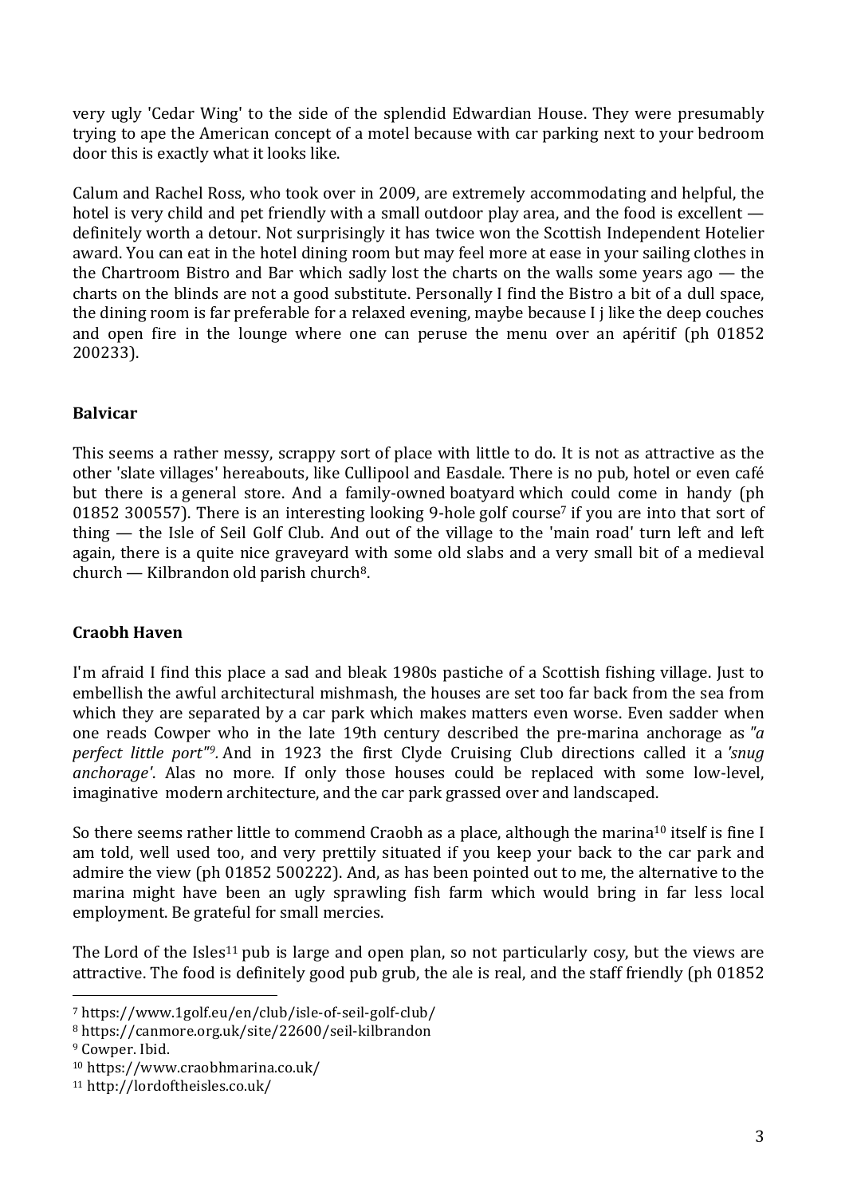very ugly 'Cedar Wing' to the side of the splendid Edwardian House. They were presumably trying to ape the American concept of a motel because with car parking next to your bedroom door this is exactly what it looks like.

Calum and Rachel Ross, who took over in 2009, are extremely accommodating and helpful, the hotel is very child and pet friendly with a small outdoor play area, and the food is excellent — definitely worth a detour. Not surprisingly it has twice won the Scottish Independent Hotelier award. You can eat in the hotel dining room but may feel more at ease in your sailing clothes in the Chartroom Bistro and Bar which sadly lost the charts on the walls some years ago — the charts on the blinds are not a good substitute. Personally I find the Bistro a bit of a dull space, the dining room is far preferable for a relaxed evening, maybe because I j like the deep couches and open fire in the lounge where one can peruse the menu over an apéritif (ph 01852 200233).

## Balvicar

This seems a rather messy, scrappy sort of place with little to do. It is not as attractive as the other 'slate villages' hereabouts, like Cullipool and Easdale. There is no pub, hotel or even café but there is a general store. And a family-owned boatyard which could come in handy (ph 01852 300557). There is an interesting looking 9-hole golf course[7] if you are into that sort of thing — the Isle of Seil Golf Club. And out of the village to the 'main road' turn left and left again, there is a quite nice graveyard with some old slabs and a very small bit of a medieval church — Kilbrandon old parish church[8].

## Craobh Haven

I'm afraid I find this place a sad and bleak 1980s pastiche of a Scottish fishing village. Just to embellish the awful architectural mishmash, the houses are set too far back from the sea from which they are separated by a car park which makes matters even worse. Even sadder when one reads Cowper who in the late 19th century described the pre-marina anchorage as *"a perfect little port"*[9]. And in 1923 the first Clyde Cruising Club directions called it a *'snug anchorage'*. Alas no more. If only those houses could be replaced with some low-level, imaginative modern architecture, and the car park grassed over and landscaped.

So there seems rather little to commend Craobh as a place, although the marina[10] itself is fine I am told, well used too, and very prettily situated if you keep your back to the car park and admire the view (ph 01852 500222). And, as has been pointed out to me, the alternative to the marina might have been an ugly sprawling fish farm which would bring in far less local employment. Be grateful for small mercies.

The Lord of the Isles[11] pub is large and open plan, so not particularly cosy, but the views are attractive. The food is definitely good pub grub, the ale is real, and the staff friendly (ph 01852

[7] https://www.1golf.eu/en/club/isle-of-seil-golf-club/

[8] https://canmore.org.uk/site/22600/seil-kilbrandon

[9] Cowper. Ibid.

[10] https://www.craobhmarina.co.uk/

[11] http://lordoftheisles.co.uk/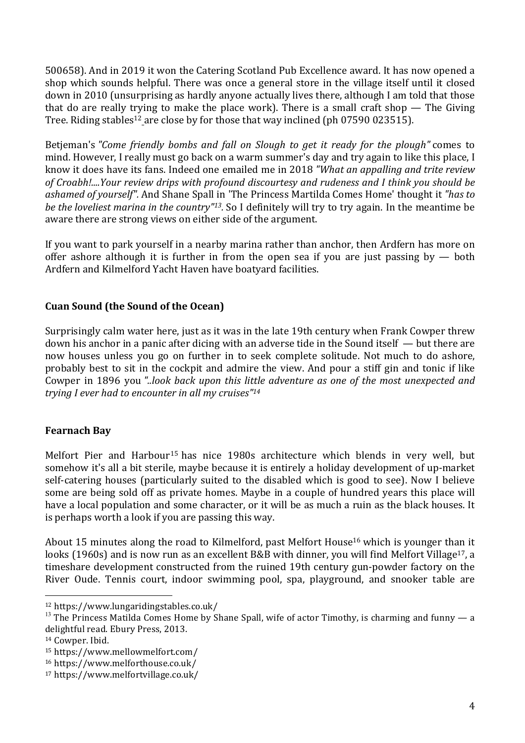500658). And in 2019 it won the Catering Scotland Pub Excellence award. It has now opened a shop which sounds helpful. There was once a general store in the village itself until it closed down in 2010 (unsurprising as hardly anyone actually lives there, although I am told that those that do are really trying to make the place work). There is a small craft shop — The Giving Tree. Riding stables[12] are close by for those that way inclined (ph 07590 023515).

Betjeman's *"Come friendly bombs and fall on Slough to get it ready for the plough"* comes to mind. However, I really must go back on a warm summer's day and try again to like this place, I know it does have its fans. Indeed one emailed me in 2018 *"What an appalling and trite review of Croabh!....Your review drips with profound discourtesy and rudeness and I think you should be ashamed of yourself"*. And Shane Spall in 'The Princess Martilda Comes Home' thought it *"has to be the loveliest marina in the country"*[13]. So I definitely will try to try again. In the meantime be aware there are strong views on either side of the argument.

If you want to park yourself in a nearby marina rather than anchor, then Ardfern has more on offer ashore although it is further in from the open sea if you are just passing by — both Ardfern and Kilmelford Yacht Haven have boatyard facilities.

## Cuan Sound (the Sound of the Ocean)

Surprisingly calm water here, just as it was in the late 19th century when Frank Cowper threw down his anchor in a panic after dicing with an adverse tide in the Sound itself — but there are now houses unless you go on further in to seek complete solitude. Not much to do ashore, probably best to sit in the cockpit and admire the view. And pour a stiff gin and tonic if like Cowper in 1896 you *"..look back upon this little adventure as one of the most unexpected and trying I ever had to encounter in all my cruises"*[14]

## Fearnach Bay

Melfort Pier and Harbour[15] has nice 1980s architecture which blends in very well, but somehow it's all a bit sterile, maybe because it is entirely a holiday development of up-market self-catering houses (particularly suited to the disabled which is good to see). Now I believe some are being sold off as private homes. Maybe in a couple of hundred years this place will have a local population and some character, or it will be as much a ruin as the black houses. It is perhaps worth a look if you are passing this way.

About 15 minutes along the road to Kilmelford, past Melfort House[16] which is younger than it looks (1960s) and is now run as an excellent B&B with dinner, you will find Melfort Village[17], a timeshare development constructed from the ruined 19th century gun-powder factory on the River Oude. Tennis court, indoor swimming pool, spa, playground, and snooker table are

---

[12] https://www.lungaridingstables.co.uk/

[13] The Princess Matilda Comes Home by Shane Spall, wife of actor Timothy, is charming and funny — a delightful read. Ebury Press, 2013.

[14] Cowper. Ibid.

[15] https://www.mellowmelfort.com/

[16] https://www.melforthouse.co.uk/

[17] https://www.melfortvillage.co.uk/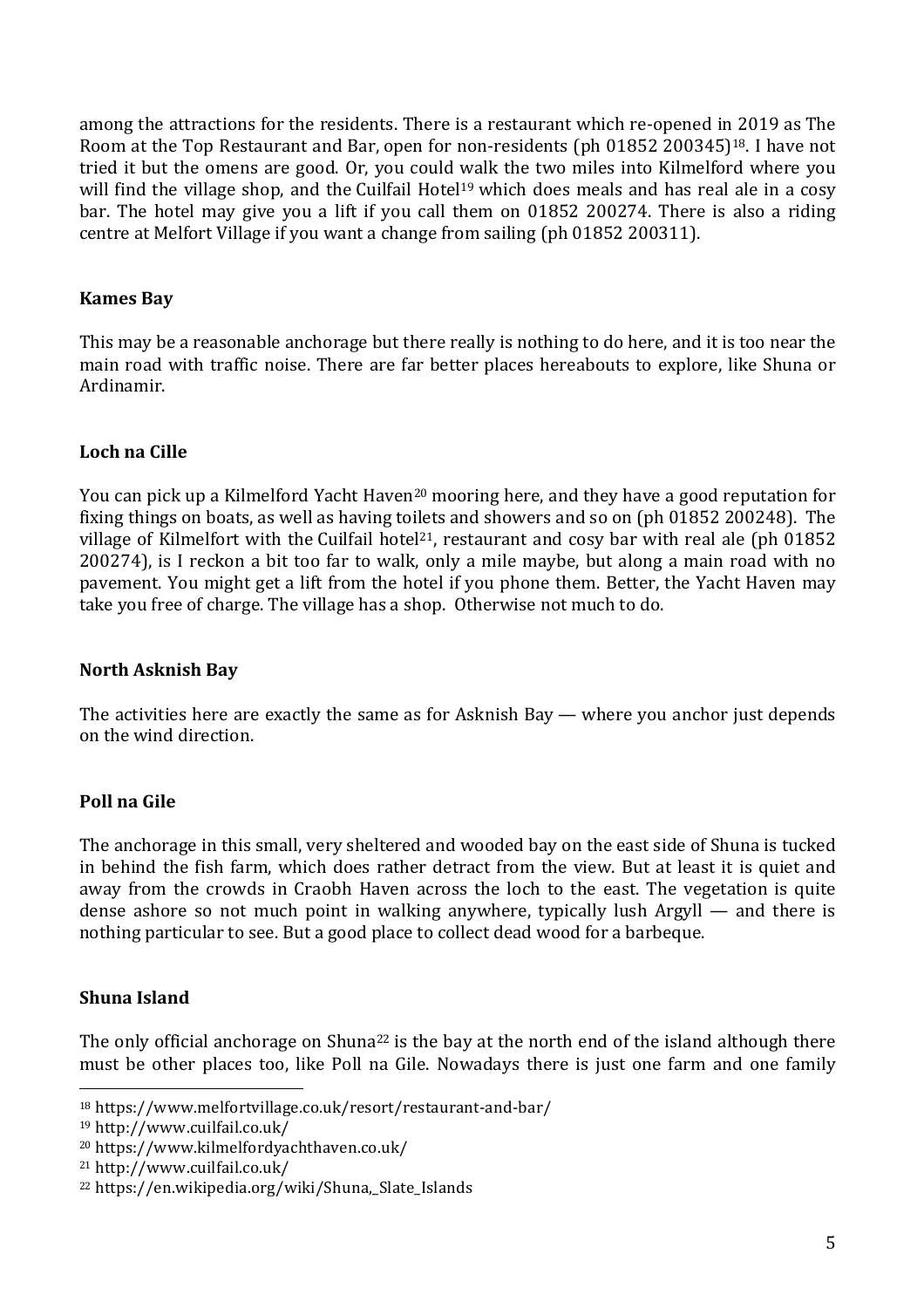among the attractions for the residents. There is a restaurant which re-opened in 2019 as The Room at the Top Restaurant and Bar, open for non-residents (ph 01852 200345)[18]. I have not tried it but the omens are good. Or, you could walk the two miles into Kilmelford where you will find the village shop, and the Cuilfail Hotel[19] which does meals and has real ale in a cosy bar. The hotel may give you a lift if you call them on 01852 200274. There is also a riding centre at Melfort Village if you want a change from sailing (ph 01852 200311).

### Kames Bay

This may be a reasonable anchorage but there really is nothing to do here, and it is too near the main road with traffic noise. There are far better places hereabouts to explore, like Shuna or Ardinamir.

### Loch na Cille

You can pick up a Kilmelford Yacht Haven[20] mooring here, and they have a good reputation for fixing things on boats, as well as having toilets and showers and so on (ph 01852 200248). The village of Kilmelfort with the Cuilfail hotel[21], restaurant and cosy bar with real ale (ph 01852 200274), is I reckon a bit too far to walk, only a mile maybe, but along a main road with no pavement. You might get a lift from the hotel if you phone them. Better, the Yacht Haven may take you free of charge. The village has a shop. Otherwise not much to do.

### North Asknish Bay

The activities here are exactly the same as for Asknish Bay — where you anchor just depends on the wind direction.

### Poll na Gile

The anchorage in this small, very sheltered and wooded bay on the east side of Shuna is tucked in behind the fish farm, which does rather detract from the view. But at least it is quiet and away from the crowds in Craobh Haven across the loch to the east. The vegetation is quite dense ashore so not much point in walking anywhere, typically lush Argyll — and there is nothing particular to see. But a good place to collect dead wood for a barbeque.

### Shuna Island

The only official anchorage on Shuna[22] is the bay at the north end of the island although there must be other places too, like Poll na Gile. Nowadays there is just one farm and one family

---

[18] https://www.melfortvillage.co.uk/resort/restaurant-and-bar/

[19] http://www.cuilfail.co.uk/

[20] https://www.kilmelfordyachthaven.co.uk/

[21] http://www.cuilfail.co.uk/

[22] https://en.wikipedia.org/wiki/Shuna,_Slate_Islands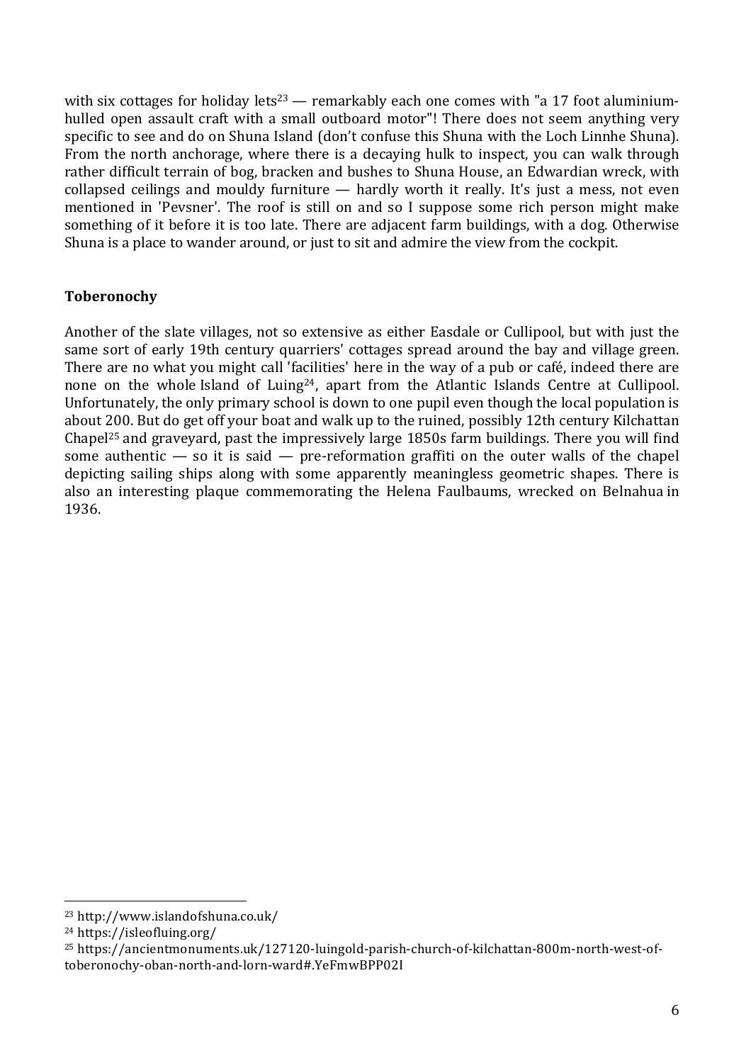with six cottages for holiday lets[23] — remarkably each one comes with "a 17 foot aluminium-hulled open assault craft with a small outboard motor"! There does not seem anything very specific to see and do on Shuna Island (don't confuse this Shuna with the Loch Linnhe Shuna). From the north anchorage, where there is a decaying hulk to inspect, you can walk through rather difficult terrain of bog, bracken and bushes to Shuna House, an Edwardian wreck, with collapsed ceilings and mouldy furniture — hardly worth it really. It's just a mess, not even mentioned in 'Pevsner'. The roof is still on and so I suppose some rich person might make something of it before it is too late. There are adjacent farm buildings, with a dog. Otherwise Shuna is a place to wander around, or just to sit and admire the view from the cockpit.

## Toberonochy

Another of the slate villages, not so extensive as either Easdale or Cullipool, but with just the same sort of early 19th century quarriers' cottages spread around the bay and village green. There are no what you might call 'facilities' here in the way of a pub or café, indeed there are none on the whole Island of Luing[24], apart from the Atlantic Islands Centre at Cullipool. Unfortunately, the only primary school is down to one pupil even though the local population is about 200. But do get off your boat and walk up to the ruined, possibly 12th century Kilchattan Chapel[25] and graveyard, past the impressively large 1850s farm buildings. There you will find some authentic — so it is said — pre-reformation graffiti on the outer walls of the chapel depicting sailing ships along with some apparently meaningless geometric shapes. There is also an interesting plaque commemorating the Helena Faulbaums, wrecked on Belnahua in 1936.

---

[23] http://www.islandofshuna.co.uk/

[24] https://isleofluing.org/

[25] https://ancientmonuments.uk/127120-luingold-parish-church-of-kilchattan-800m-north-west-of-toberonochy-oban-north-and-lorn-ward#.YeFmwBPP02I